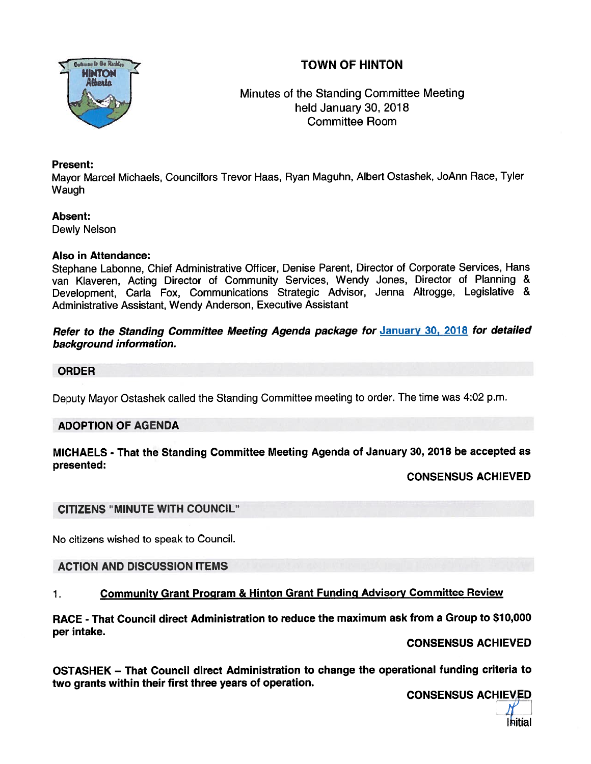# TOWN OF HINTON

Minutes of the Standing Committee Meeting
held January 30, 2018
Committee Room

**Present:**
Mayor Marcel Michaels, Councillors Trevor Haas, Ryan Maguhn, Albert Ostashek, JoAnn Race, Tyler Waugh

**Absent:**
Dewly Nelson

**Also in Attendance:**
Stephane Labonne, Chief Administrative Officer, Denise Parent, Director of Corporate Services, Hans van Klaveren, Acting Director of Community Services, Wendy Jones, Director of Planning & Development, Carla Fox, Communications Strategic Advisor, Jenna Altrogge, Legislative & Administrative Assistant, Wendy Anderson, Executive Assistant

***Refer to the Standing Committee Meeting Agenda package for January 30, 2018 for detailed background information.***

## ORDER

Deputy Mayor Ostashek called the Standing Committee meeting to order. The time was 4:02 p.m.

## ADOPTION OF AGENDA

**MICHAELS - That the Standing Committee Meeting Agenda of January 30, 2018 be accepted as presented:**

**CONSENSUS ACHIEVED**

## CITIZENS "MINUTE WITH COUNCIL"

No citizens wished to speak to Council.

## ACTION AND DISCUSSION ITEMS

1. **Community Grant Program & Hinton Grant Funding Advisory Committee Review**

**RACE - That Council direct Administration to reduce the maximum ask from a Group to $10,000 per intake.**

**CONSENSUS ACHIEVED**

**OSTASHEK – That Council direct Administration to change the operational funding criteria to two grants within their first three years of operation.**

**CONSENSUS ACHIEVED**

Initial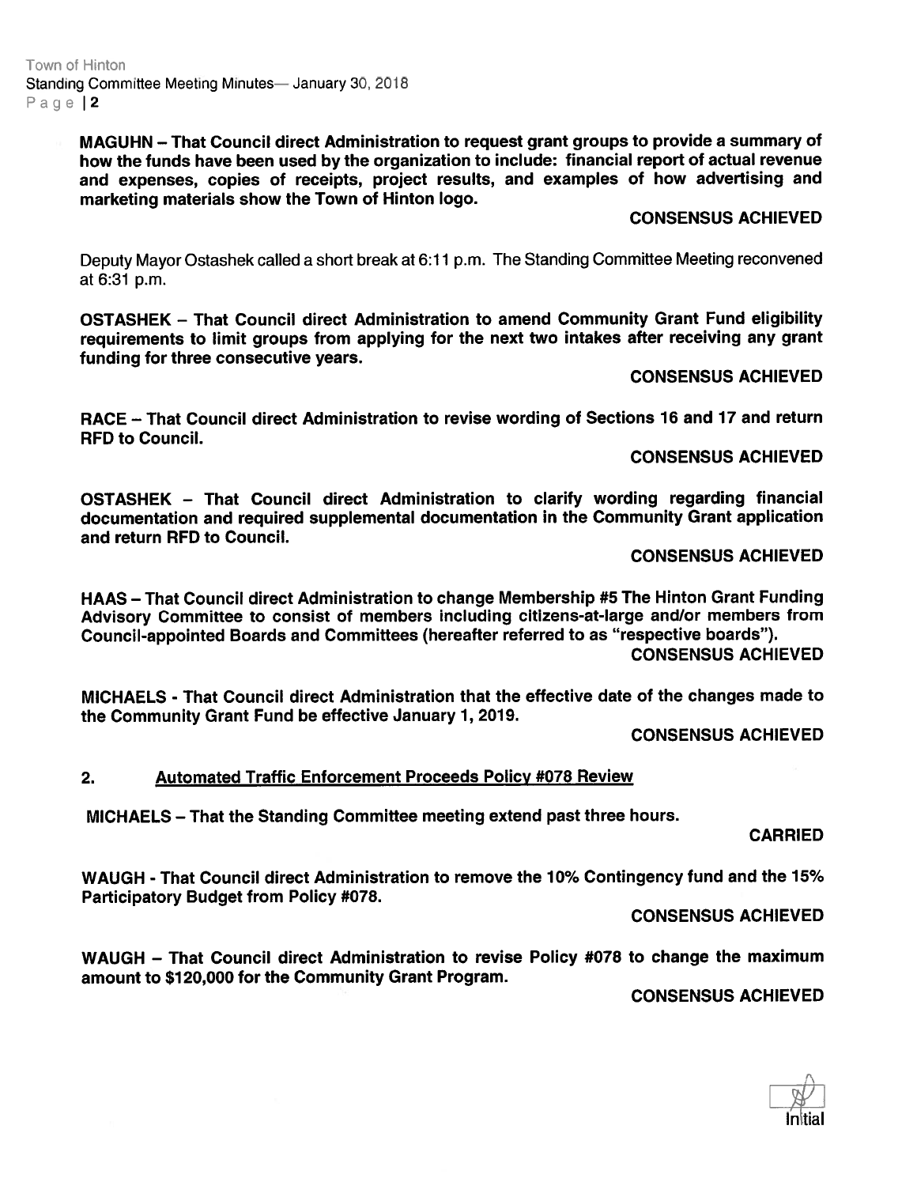**MAGUHN – That Council direct Administration to request grant groups to provide a summary of how the funds have been used by the organization to include: financial report of actual revenue and expenses, copies of receipts, project results, and examples of how advertising and marketing materials show the Town of Hinton logo.**

**CONSENSUS ACHIEVED**

Deputy Mayor Ostashek called a short break at 6:11 p.m. The Standing Committee Meeting reconvened at 6:31 p.m.

**OSTASHEK – That Council direct Administration to amend Community Grant Fund eligibility requirements to limit groups from applying for the next two intakes after receiving any grant funding for three consecutive years.**

**CONSENSUS ACHIEVED**

**RACE – That Council direct Administration to revise wording of Sections 16 and 17 and return RFD to Council.**

**CONSENSUS ACHIEVED**

**OSTASHEK – That Council direct Administration to clarify wording regarding financial documentation and required supplemental documentation in the Community Grant application and return RFD to Council.**

**CONSENSUS ACHIEVED**

**HAAS – That Council direct Administration to change Membership #5 The Hinton Grant Funding Advisory Committee to consist of members including citizens-at-large and/or members from Council-appointed Boards and Committees (hereafter referred to as "respective boards").**

**CONSENSUS ACHIEVED**

**MICHAELS - That Council direct Administration that the effective date of the changes made to the Community Grant Fund be effective January 1, 2019.**

**CONSENSUS ACHIEVED**

## 2. Automated Traffic Enforcement Proceeds Policy #078 Review

**MICHAELS – That the Standing Committee meeting extend past three hours.**

**CARRIED**

**WAUGH - That Council direct Administration to remove the 10% Contingency fund and the 15% Participatory Budget from Policy #078.**

**CONSENSUS ACHIEVED**

**WAUGH – That Council direct Administration to revise Policy #078 to change the maximum amount to $120,000 for the Community Grant Program.**

**CONSENSUS ACHIEVED**

Initial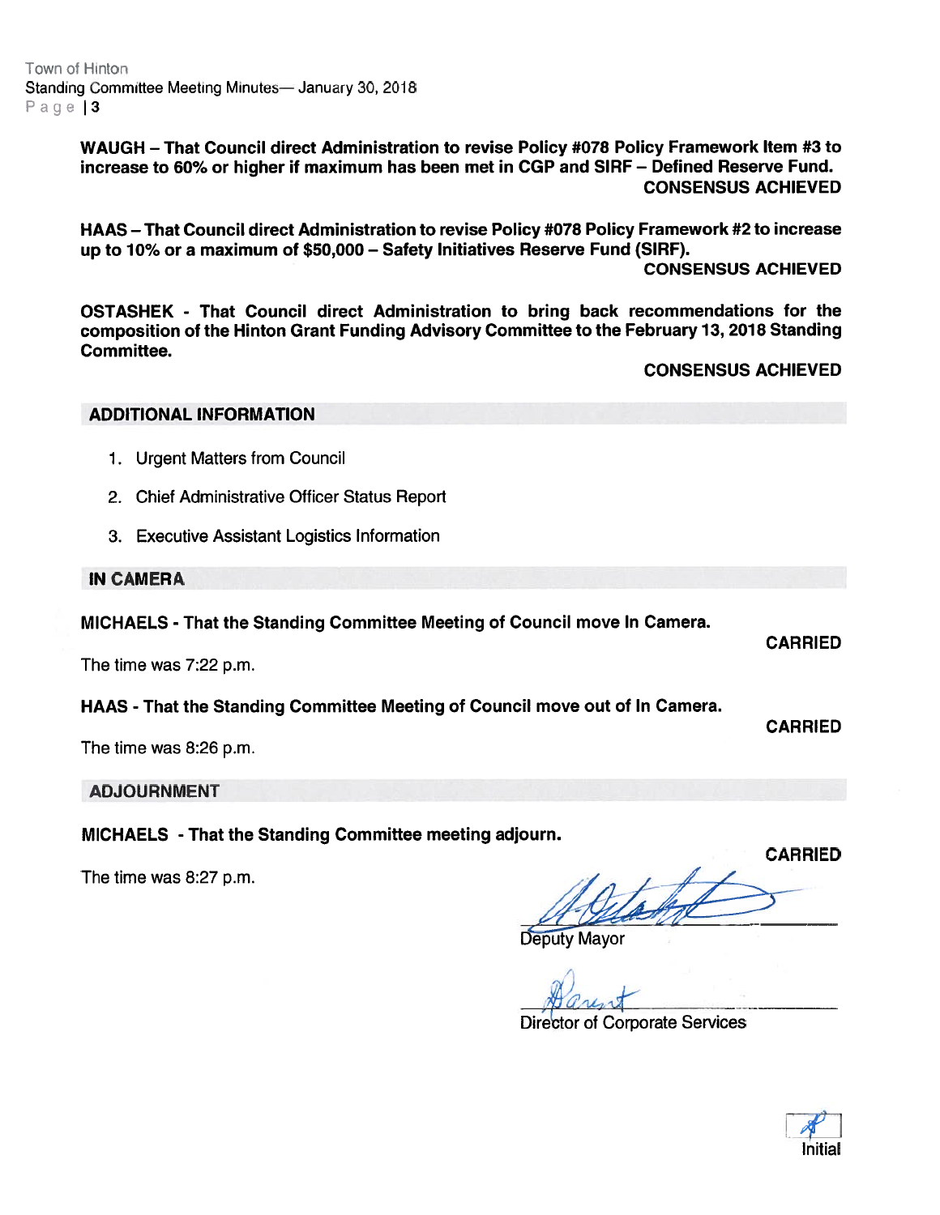**WAUGH – That Council direct Administration to revise Policy #078 Policy Framework Item #3 to increase to 60% or higher if maximum has been met in CGP and SIRF – Defined Reserve Fund.**

**CONSENSUS ACHIEVED**

**HAAS – That Council direct Administration to revise Policy #078 Policy Framework #2 to increase up to 10% or a maximum of $50,000 – Safety Initiatives Reserve Fund (SIRF).**

**CONSENSUS ACHIEVED**

**OSTASHEK - That Council direct Administration to bring back recommendations for the composition of the Hinton Grant Funding Advisory Committee to the February 13, 2018 Standing Committee.**

**CONSENSUS ACHIEVED**

## ADDITIONAL INFORMATION

1. Urgent Matters from Council
2. Chief Administrative Officer Status Report
3. Executive Assistant Logistics Information

## IN CAMERA

**MICHAELS - That the Standing Committee Meeting of Council move In Camera.**

**CARRIED**

The time was 7:22 p.m.

**HAAS - That the Standing Committee Meeting of Council move out of In Camera.**

**CARRIED**

The time was 8:26 p.m.

## ADJOURNMENT

**MICHAELS - That the Standing Committee meeting adjourn.**

**CARRIED**

The time was 8:27 p.m.

Deputy Mayor

Director of Corporate Services

Initial